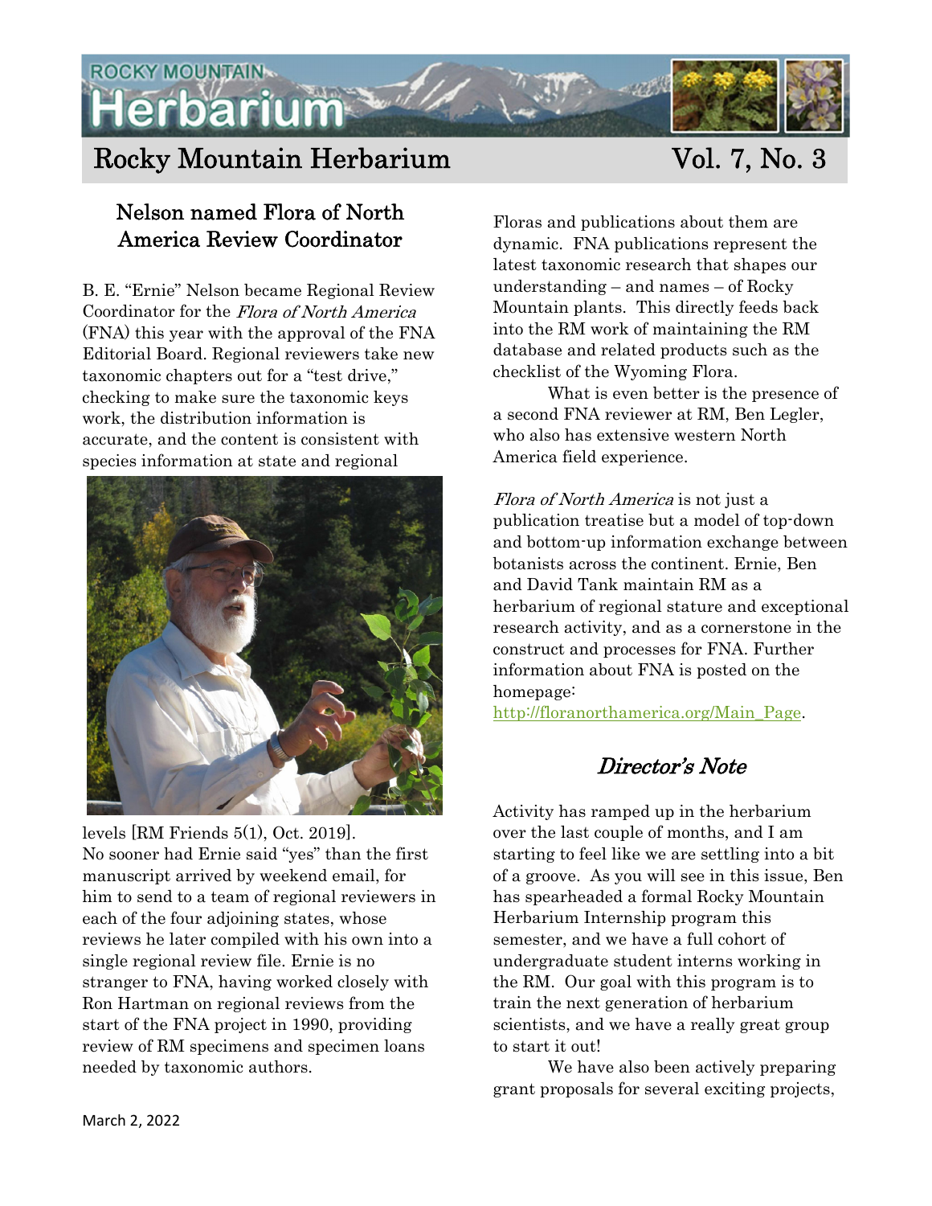# Rocky Mountain Herbarium Vol. 7, No. 3

## Nelson named Flora of North America Review Coordinator

B. E. "Ernie" Nelson became Regional Review Coordinator for the *Flora of North America* (FNA) this year with the approval of the FNA Editorial Board. Regional reviewers take new taxonomic chapters out for a "test drive," checking to make sure the taxonomic keys work, the distribution information is accurate, and the content is consistent with species information at state and regional levels [RM Friends 5(1), Oct. 2019]. No sooner had Ernie said "yes" than the first manuscript arrived by weekend email, for him to send to a team of regional reviewers in each of the four adjoining states, whose reviews he later compiled with his own into a single regional review file. Ernie is no stranger to FNA, having worked closely with Ron Hartman on regional reviews from the start of the FNA project in 1990, providing review of RM specimens and specimen loans needed by taxonomic authors.

Floras and publications about them are dynamic. FNA publications represent the latest taxonomic research that shapes our understanding – and names – of Rocky Mountain plants. This directly feeds back into the RM work of maintaining the RM database and related products such as the checklist of the Wyoming Flora.

What is even better is the presence of a second FNA reviewer at RM, Ben Legler, who also has extensive western North America field experience.

*Flora of North America* is not just a publication treatise but a model of top-down and bottom-up information exchange between botanists across the continent. Ernie, Ben and David Tank maintain RM as a herbarium of regional stature and exceptional research activity, and as a cornerstone in the construct and processes for FNA. Further information about FNA is posted on the homepage: http://floranorthamerica.org/Main_Page.

## *Director's Note*

Activity has ramped up in the herbarium over the last couple of months, and I am starting to feel like we are settling into a bit of a groove. As you will see in this issue, Ben has spearheaded a formal Rocky Mountain Herbarium Internship program this semester, and we have a full cohort of undergraduate student interns working in the RM. Our goal with this program is to train the next generation of herbarium scientists, and we have a really great group to start it out!

We have also been actively preparing grant proposals for several exciting projects,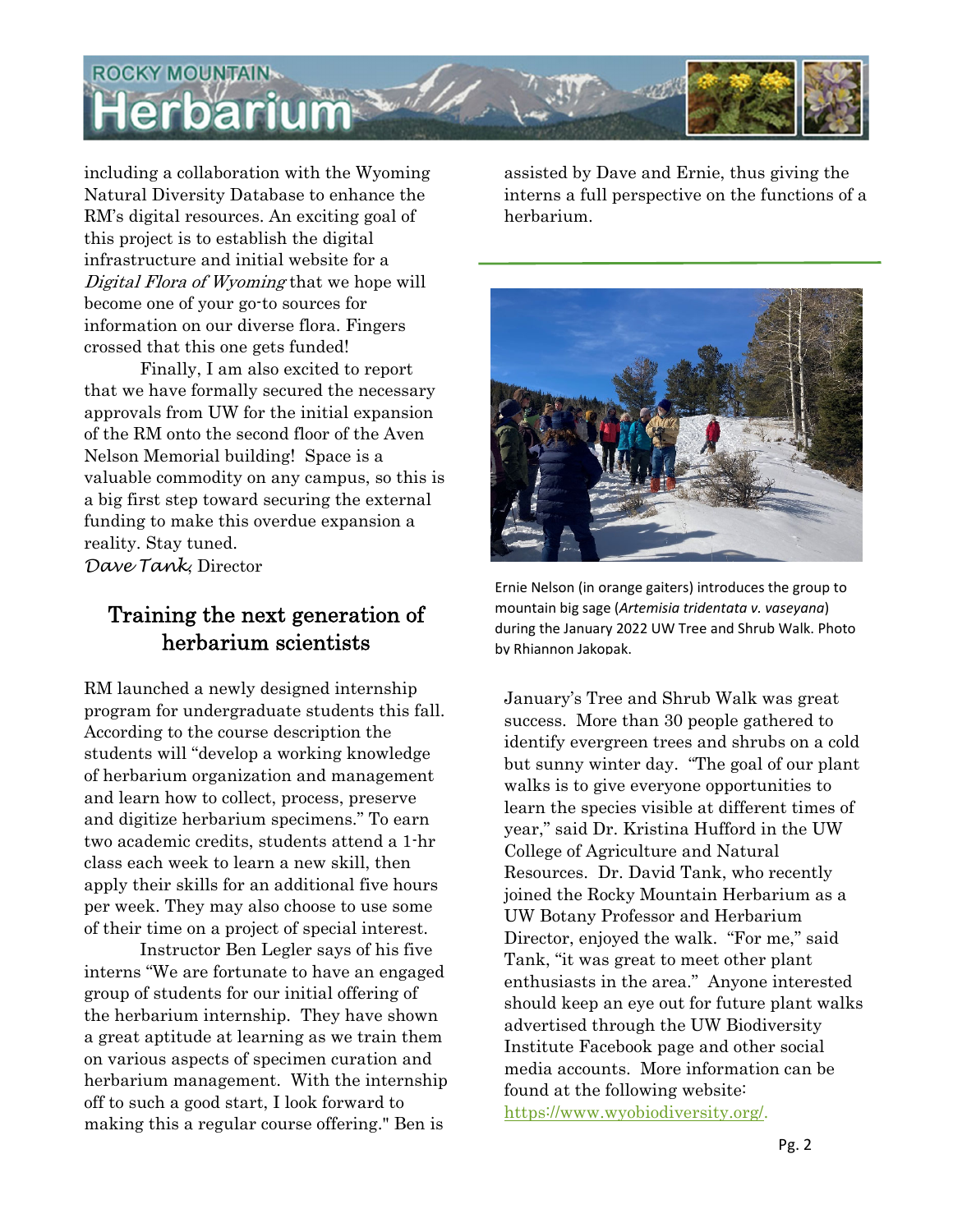including a collaboration with the Wyoming Natural Diversity Database to enhance the RM's digital resources. An exciting goal of this project is to establish the digital infrastructure and initial website for a *Digital Flora of Wyoming* that we hope will become one of your go-to sources for information on our diverse flora. Fingers crossed that this one gets funded!

Finally, I am also excited to report that we have formally secured the necessary approvals from UW for the initial expansion of the RM onto the second floor of the Aven Nelson Memorial building! Space is a valuable commodity on any campus, so this is a big first step toward securing the external funding to make this overdue expansion a reality. Stay tuned.

*Dave Tank*, Director

## Training the next generation of herbarium scientists

RM launched a newly designed internship program for undergraduate students this fall. According to the course description the students will "develop a working knowledge of herbarium organization and management and learn how to collect, process, preserve and digitize herbarium specimens." To earn two academic credits, students attend a 1-hr class each week to learn a new skill, then apply their skills for an additional five hours per week. They may also choose to use some of their time on a project of special interest.

Instructor Ben Legler says of his five interns "We are fortunate to have an engaged group of students for our initial offering of the herbarium internship. They have shown a great aptitude at learning as we train them on various aspects of specimen curation and herbarium management. With the internship off to such a good start, I look forward to making this a regular course offering." Ben is assisted by Dave and Ernie, thus giving the interns a full perspective on the functions of a herbarium.

Ernie Nelson (in orange gaiters) introduces the group to mountain big sage (*Artemisia tridentata v. vaseyana*) during the January 2022 UW Tree and Shrub Walk. Photo by Rhiannon Jakopak.

January's Tree and Shrub Walk was great success. More than 30 people gathered to identify evergreen trees and shrubs on a cold but sunny winter day. "The goal of our plant walks is to give everyone opportunities to learn the species visible at different times of year," said Dr. Kristina Hufford in the UW College of Agriculture and Natural Resources. Dr. David Tank, who recently joined the Rocky Mountain Herbarium as a UW Botany Professor and Herbarium Director, enjoyed the walk. "For me," said Tank, "it was great to meet other plant enthusiasts in the area." Anyone interested should keep an eye out for future plant walks advertised through the UW Biodiversity Institute Facebook page and other social media accounts. More information can be found at the following website: https://www.wyobiodiversity.org/.